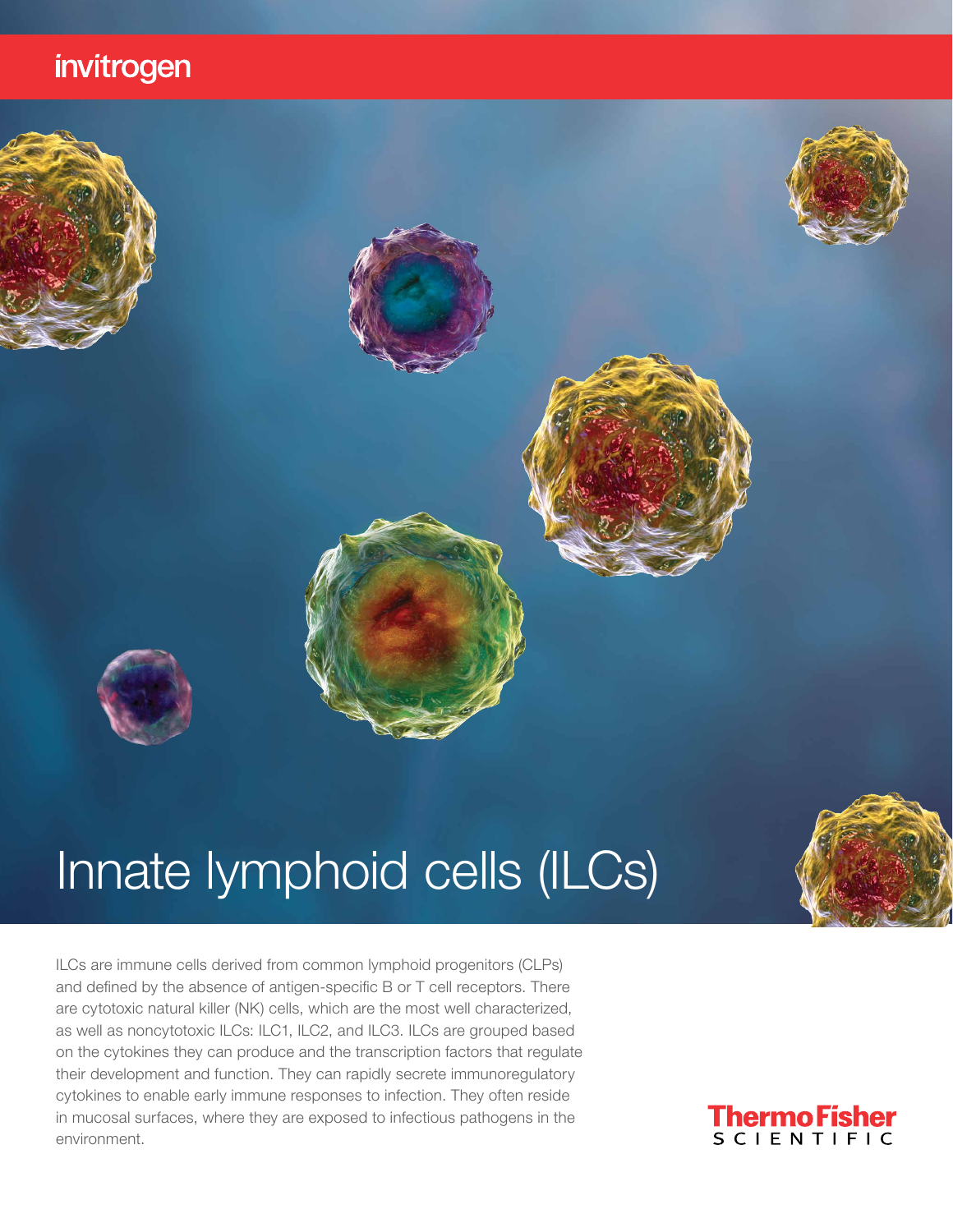invitrogen

# Innate lymphoid cells (ILCs)

ILCs are immune cells derived from common lymphoid progenitors (CLPs) and defined by the absence of antigen-specific B or T cell receptors. There are cytotoxic natural killer (NK) cells, which are the most well characterized, as well as noncytotoxic ILCs: ILC1, ILC2, and ILC3. ILCs are grouped based on the cytokines they can produce and the transcription factors that regulate their development and function. They can rapidly secrete immunoregulatory cytokines to enable early immune responses to infection. They often reside in mucosal surfaces, where they are exposed to infectious pathogens in the environment.

ThermoFisher SCIENTIFIC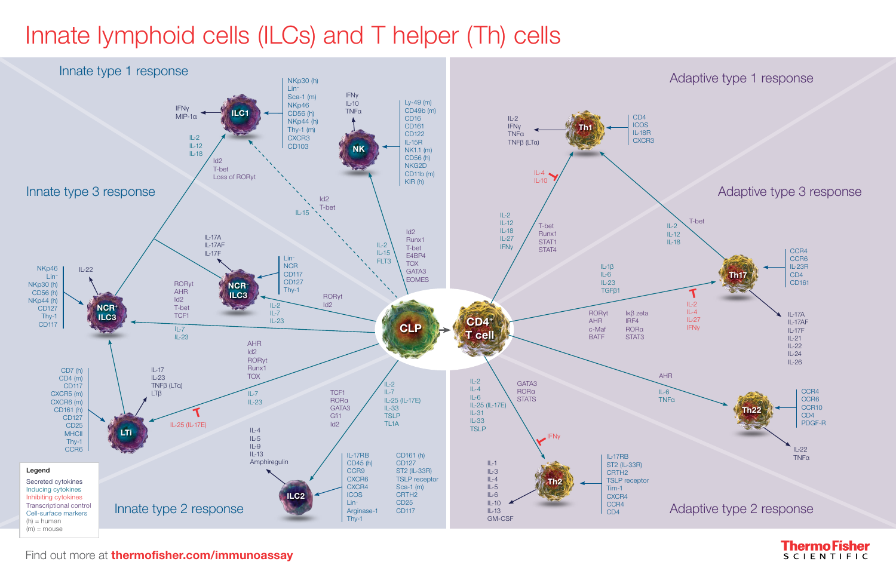# Innate lymphoid cells (ILCs) and T helper (Th) cells

## Innate type 1 response

**ILC1**
- Secreted: IFNγ, MIP-1α
- Inducing cytokines: IL-2, IL-12, IL-18
- Transcriptional control: Id2, T-bet, Loss of RORγt
- Cell-surface markers: NKp30 (h), Lin⁻, Sca-1 (m), NKp46, CD56 (h), NKp44 (h), Thy-1 (m), CXCR3, CD103
- From CLP: IL-15; Id2, T-bet

**NK**
- Secreted: IFNγ, IL-10, TNFα
- Cell-surface markers: Ly-49 (m), CD49b (m), CD16, CD161, CD122, IL-15R, NK1.1 (m), CD56 (h), NKG2D, CD11b (m), KIR (h)
- Inducing cytokines: IL-2, IL-15, FLT3
- Transcriptional control: Id2, Runx1, T-bet, E4BP4, TOX, GATA3, EOMES

## Innate type 3 response

**NCR⁻ ILC3**
- Secreted: IL-17A, IL-17AF, IL-17F
- Cell-surface markers: Lin⁻, NCR, CD117, CD127, Thy-1
- Inducing cytokines: IL-2, IL-7, IL-23
- Transcriptional control: RORγt, Id2

**NCR⁺ ILC3**
- Secreted: IL-22
- Cell-surface markers: NKp46, Lin⁻, NKp30 (h), CD56 (h), NKp44 (h), CD127, Thy-1, CD117
- Transcriptional control: RORγt, AHR, Id2, T-bet, TCF1
- Inducing cytokines: IL-7, IL-23

**LTi**
- Secreted: IL-17, IL-23, TNFβ (LTα), LTβ
- Cell-surface markers: CD7 (h), CD4 (m), CD117, CXCR5 (m), CXCR6 (m), CD161 (h), CD127, CD25, MHCII, Thy-1, CCR6
- Transcriptional control: AHR, Id2, RORγt, Runx1, TOX
- Inducing cytokines: IL-7, IL-23
- Inhibiting cytokines: IL-25 (IL-17E)

## Innate type 2 response

**ILC2**
- Secreted: IL-4, IL-5, IL-9, IL-13, Amphiregulin
- Transcriptional control: TCF1, RORα, GATA3, Gfi1, Id2
- Inducing cytokines: IL-2, IL-7, IL-25 (IL-17E), IL-33, TSLP, TL1A
- Cell-surface markers: IL-17RB, CD45 (h), CCR9, CXCR6, CXCR4, ICOS, Lin⁻, Arginase-1, Thy-1, CD161 (h), CD127, ST2 (IL-33R), TSLP receptor, Sca-1 (m), CRTH2, CD25, CD117

**CLP** → **CD4⁺ T cell**

## Adaptive type 1 response

**Th1**
- Secreted: IL-2, IFNγ, TNFα, TNFβ (LTα)
- Cell-surface markers: CD4, ICOS, IL-18R, CXCR3
- Inducing cytokines: IL-2, IL-12, IL-18, IL-27, IFNγ
- Inhibiting cytokines: IL-4, IL-10
- Transcriptional control: T-bet, Runx1, STAT1, STAT4

## Adaptive type 3 response

**Th17**
- Secreted: IL-17A, IL-17AF, IL-17F, IL-21, IL-22, IL-24, IL-26
- Cell-surface markers: CCR4, CCR6, IL-23R, CD4, CD161
- Inducing cytokines: IL-1β, IL-6, IL-23, TGFβ1
- Inhibiting cytokines: IL-2, IL-4, IL-27, IFNγ
- Transcriptional control: RORγt, AHR, c-Maf, BATF, Iκβ zeta, IRF4, RORα, STAT3
- Th17 → Th1: IL-2, IL-12, IL-18; T-bet

**Th22**
- Secreted: IL-22, TNFα
- Cell-surface markers: CCR4, CCR6, CCR10, CD4, PDGF-R
- Transcriptional control: AHR
- Inducing cytokines: IL-6, TNFα

## Adaptive type 2 response

**Th2**
- Secreted: IL-1, IL-3, IL-4, IL-5, IL-6, IL-10, IL-13, GM-CSF
- Cell-surface markers: IL-17RB, ST2 (IL-33R), CRTH2, TSLP receptor, Tim-1, CXCR4, CCR4, CD4
- Inducing cytokines: IL-2, IL-4, IL-6, IL-25 (IL-17E), IL-31, IL-33, TSLP
- Transcriptional control: GATA3, RORα, STAT5
- Inhibiting cytokines: IFNγ

**Legend**
- Secreted cytokines
- Inducing cytokines
- Inhibiting cytokines
- Transcriptional control
- Cell-surface markers
- (h) = human
- (m) = mouse

Find out more at **thermofisher.com/immunoassay**

ThermoFisher SCIENTIFIC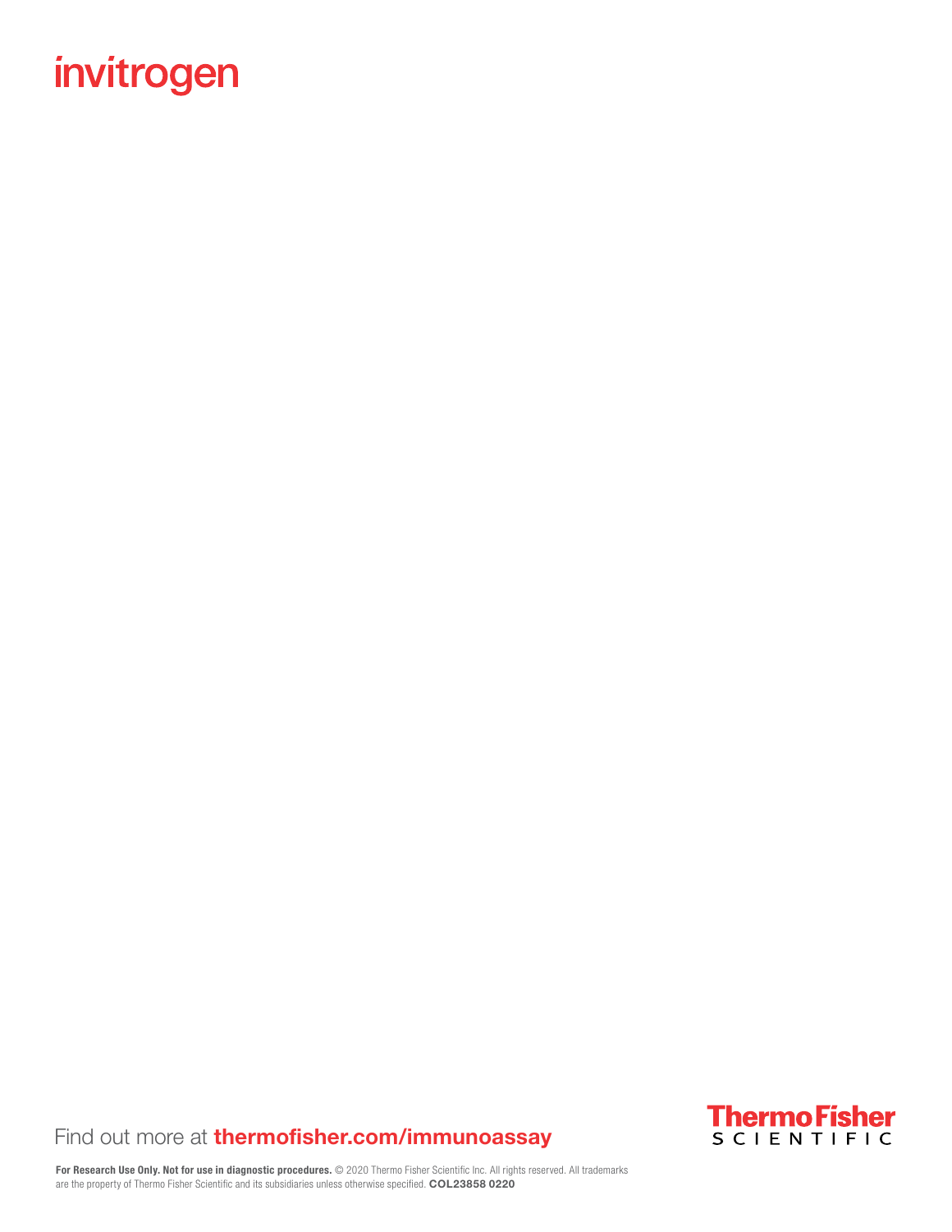invitrogen

Find out more at **thermofisher.com/immunoassay**

Thermo Fisher SCIENTIFIC

**For Research Use Only. Not for use in diagnostic procedures.** © 2020 Thermo Fisher Scientific Inc. All rights reserved. All trademarks are the property of Thermo Fisher Scientific and its subsidiaries unless otherwise specified. **COL23858 0220**